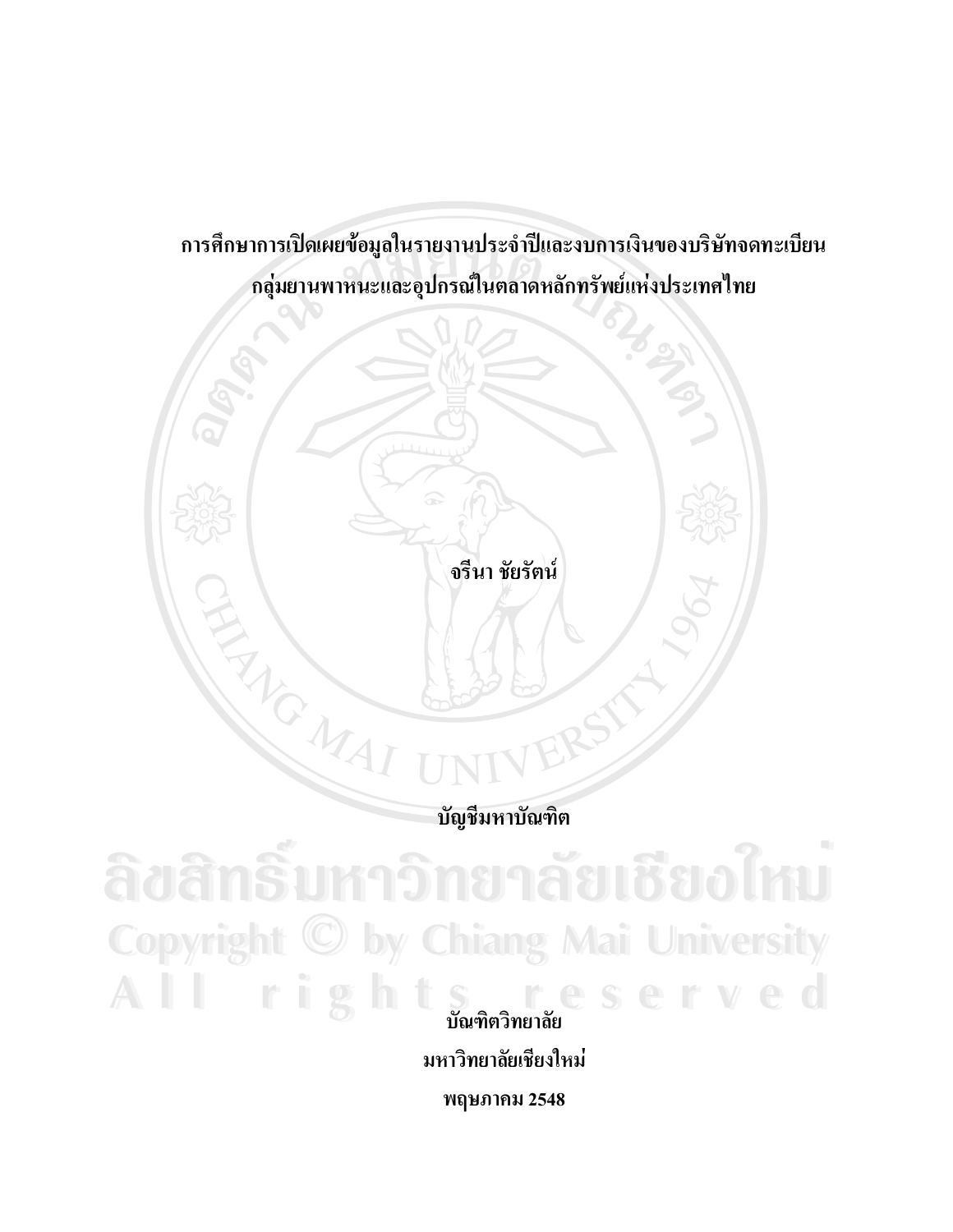# การศึกษาการเปิดเผยข้อมูลในรายงานประจำปีและงบการเงินของบริษัทจดทะเบียนกลุ่มยานพาหนะและอุปกรณ์ในตลาดหลักทรัพย์แห่งประเทศไทย

**จรีนา ชัยรัตน์**

**บัญชีมหาบัณฑิต**

**บัณฑิตวิทยาลัย**

**มหาวิทยาลัยเชียงใหม่**

**พฤษภาคม 2548**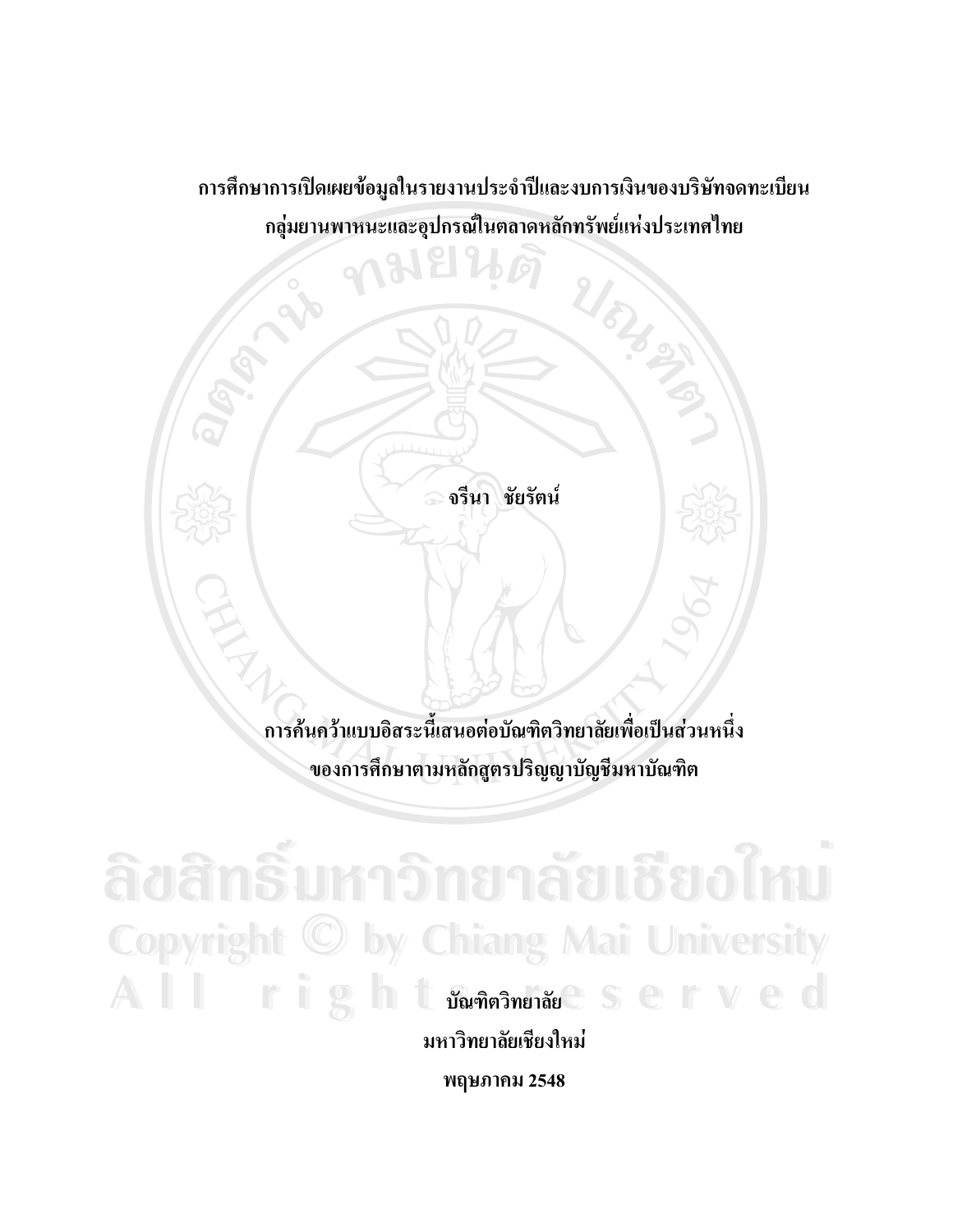**การศึกษาการเปิดเผยข้อมูลในรายงานประจำปีและงบการเงินของบริษัทจดทะเบียน กลุ่มยานพาหนะและอุปกรณ์ในตลาดหลักทรัพย์แห่งประเทศไทย**

**จรีนา ชัยรัตน์**

**การค้นคว้าแบบอิสระนี้เสนอต่อบัณฑิตวิทยาลัยเพื่อเป็นส่วนหนึ่ง ของการศึกษาตามหลักสูตรปริญญาบัญชีมหาบัณฑิต**

**บัณฑิตวิทยาลัย**

**มหาวิทยาลัยเชียงใหม่**

**พฤษภาคม 2548**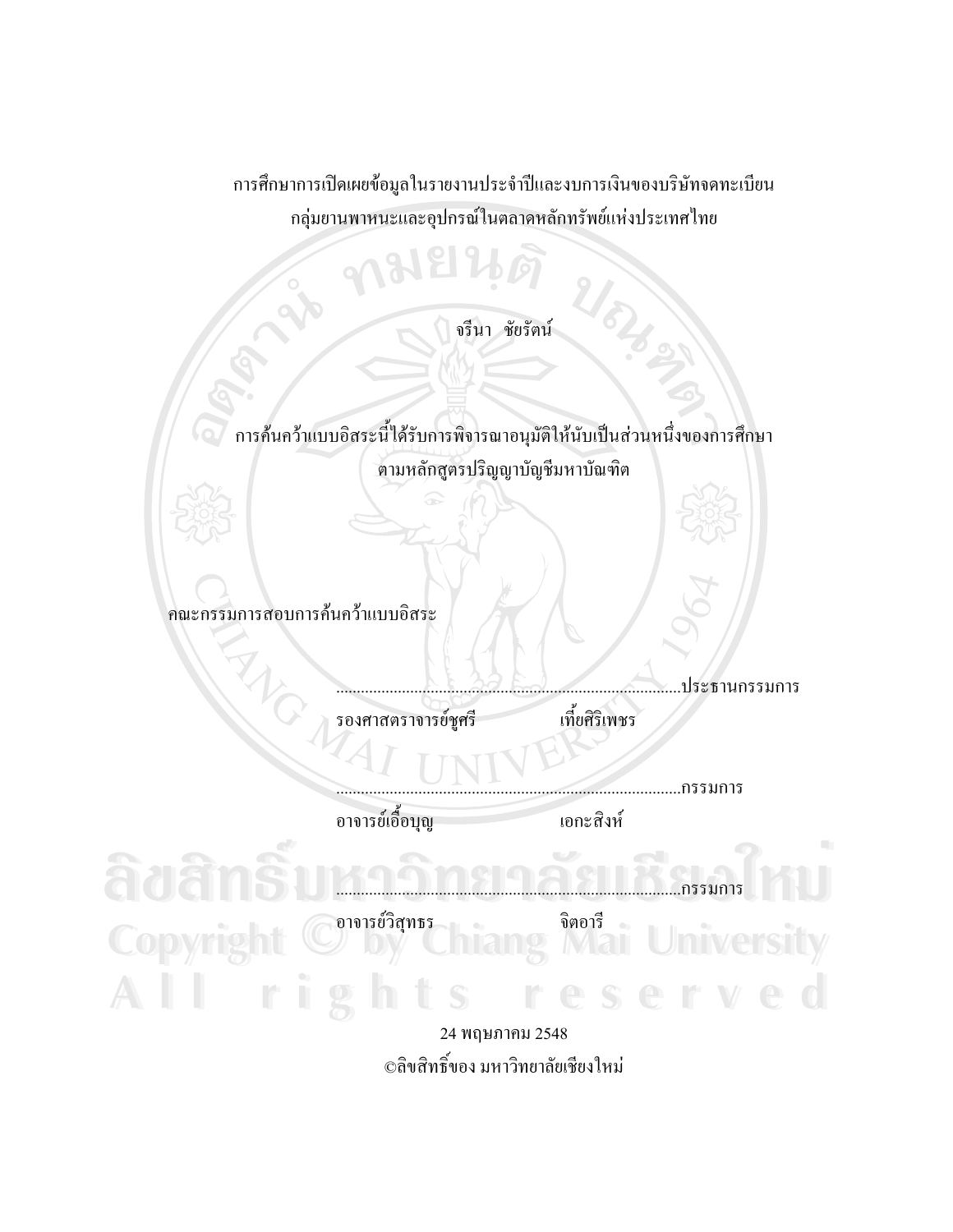การศึกษาการเปิดเผยข้อมูลในรายงานประจำปีและงบการเงินของบริษัทจดทะเบียน
กลุ่มยานพาหนะและอุปกรณ์ในตลาดหลักทรัพย์แห่งประเทศไทย

จรีนา ชัยรัตน์

การค้นคว้าแบบอิสระนี้ได้รับการพิจารณาอนุมัติให้นับเป็นส่วนหนึ่งของการศึกษา
ตามหลักสูตรปริญญาบัญชีมหาบัณฑิต

คณะกรรมการสอบการค้นคว้าแบบอิสระ

....................................................................................ประธานกรรมการ
รองศาสตราจารย์ชูศรี เที้ยศิริเพชร

....................................................................................กรรมการ
อาจารย์เอื้อบุญ เอกะสิงห์

....................................................................................กรรมการ
อาจารย์วิสุทธร จิตอารี

24 พฤษภาคม 2548
©ลิขสิทธิ์ของ มหาวิทยาลัยเชียงใหม่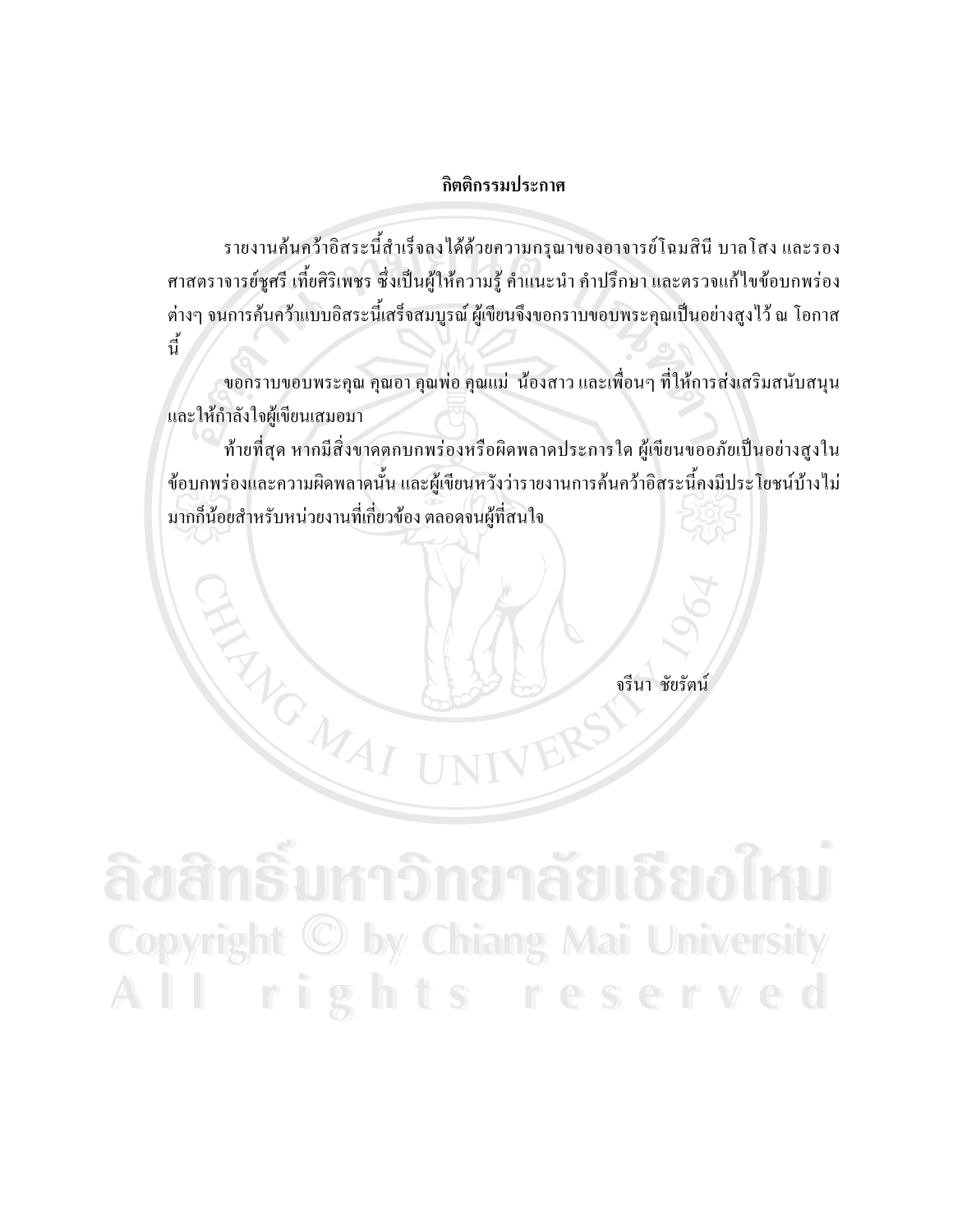**กิตติกรรมประกาศ**

รายงานค้นคว้าอิสระนี้สำเร็จลงได้ด้วยความกรุณาของอาจารย์โฉมสินี บาลโสง และรองศาสตราจารย์ชูศรี เที้ยศิริเพชร ซึ่งเป็นผู้ให้ความรู้ คำแนะนำ คำปรึกษา และตรวจแก้ไขข้อบกพร่องต่างๆ จนการค้นคว้าแบบอิสระนี้เสร็จสมบูรณ์ ผู้เขียนจึงขอกราบขอบพระคุณเป็นอย่างสูงไว้ ณ โอกาสนี้

ขอกราบขอบพระคุณ คุณอา คุณพ่อ คุณแม่ น้องสาว และเพื่อนๆ ที่ให้การส่งเสริมสนับสนุน และให้กำลังใจผู้เขียนเสมอมา

ท้ายที่สุด หากมีสิ่งขาดตกบกพร่องหรือผิดพลาดประการใด ผู้เขียนขออภัยเป็นอย่างสูงในข้อบกพร่องและความผิดพลาดนั้น และผู้เขียนหวังว่ารายงานการค้นคว้าอิสระนี้คงมีประโยชน์บ้างไม่มากก็น้อยสำหรับหน่วยงานที่เกี่ยวข้อง ตลอดจนผู้ที่สนใจ

จรีนา ชัยรัตน์